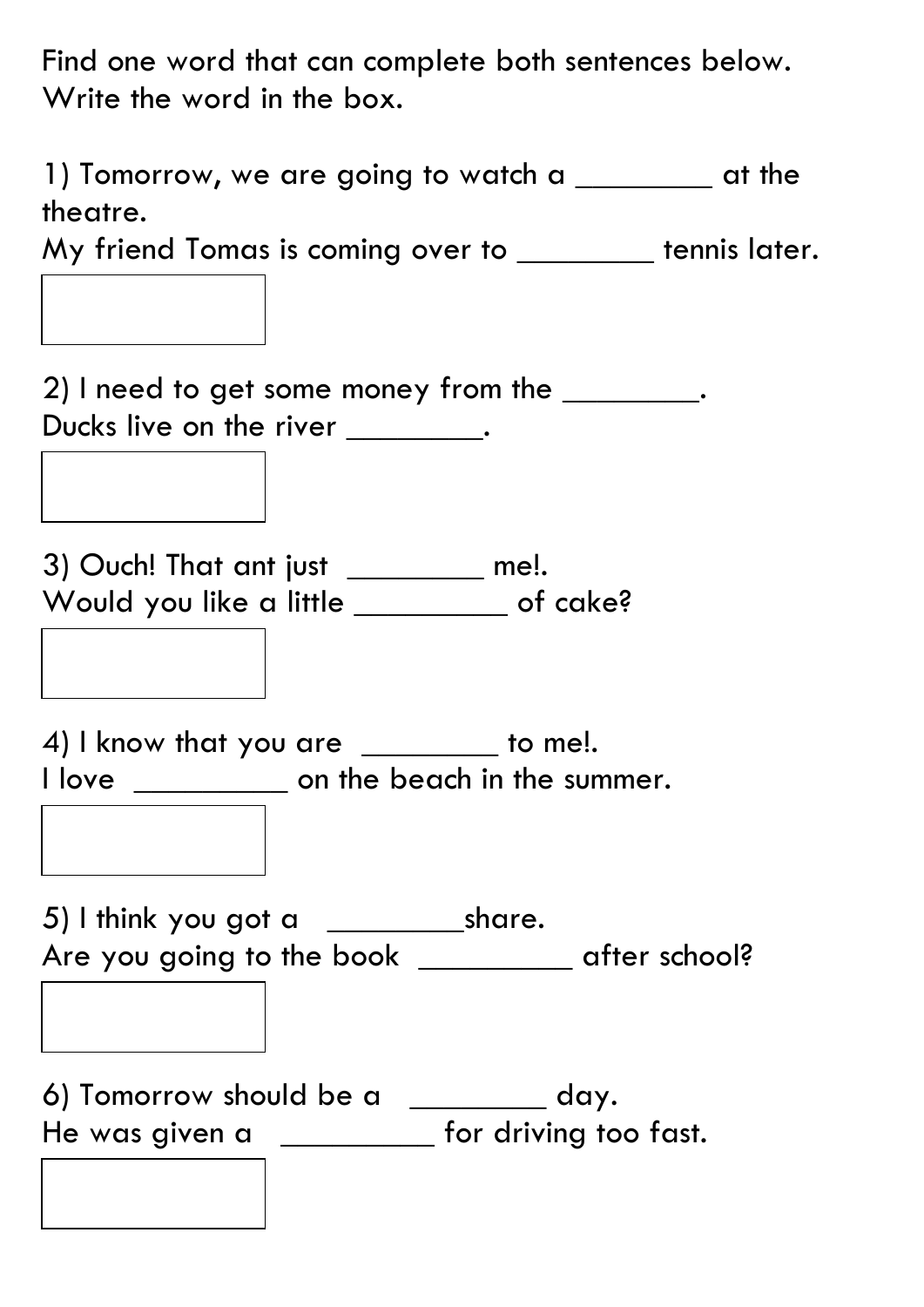Find one word that can complete both sentences below.
Write the word in the box.

1) Tomorrow, we are going to watch a ________ at the theatre.
My friend Tomas is coming over to ________ tennis later.

2) I need to get some money from the ________.
Ducks live on the river ________.

3) Ouch! That ant just ________ me!.
Would you like a little _________ of cake?

4) I know that you are ________ to me!.
I love _________ on the beach in the summer.

5) I think you got a ________share.
Are you going to the book _________ after school?

6) Tomorrow should be a ________ day.
He was given a _________ for driving too fast.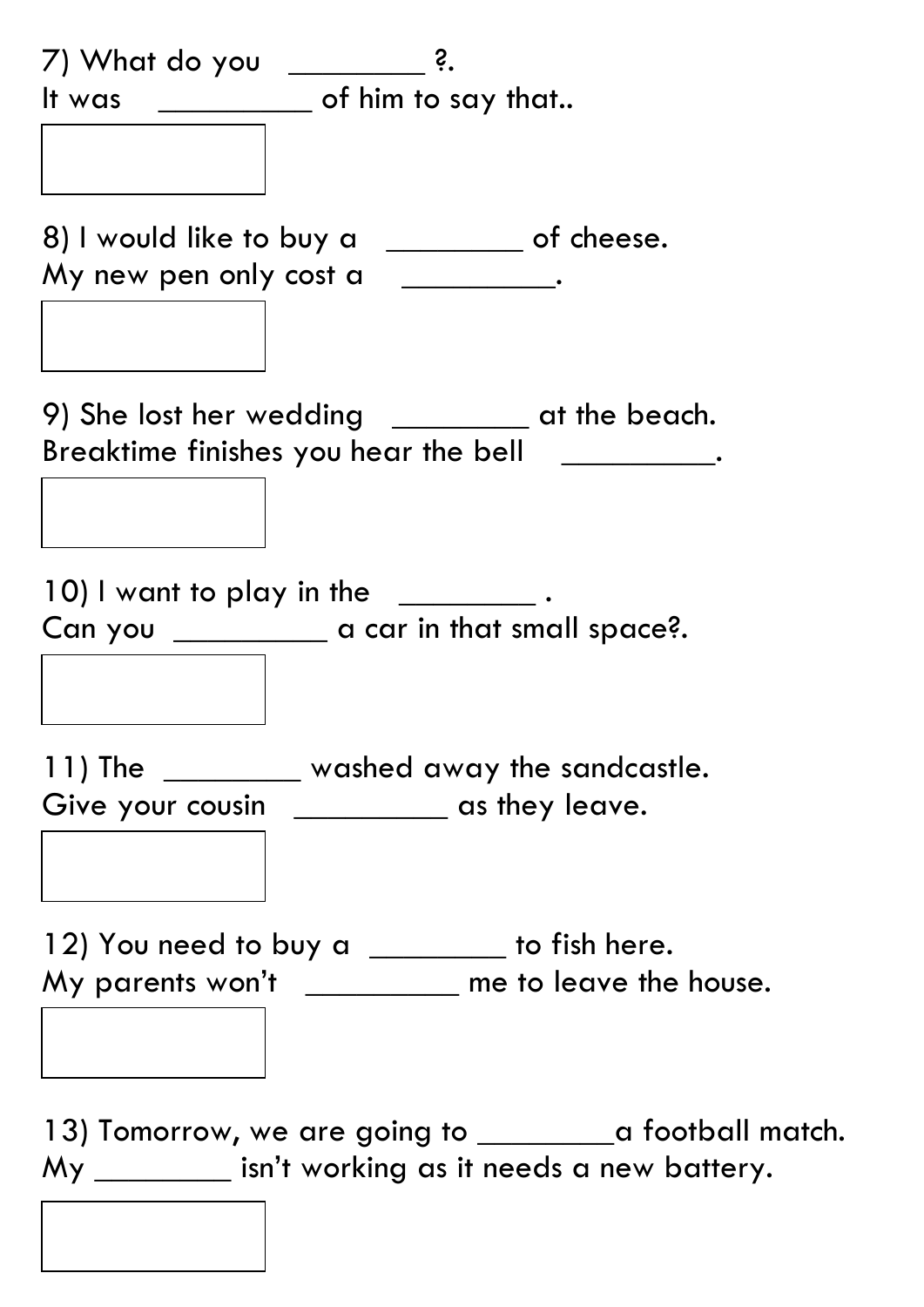7) What do you ________ ?.
It was _________ of him to say that..

8) I would like to buy a ________ of cheese.
My new pen only cost a _________.

9) She lost her wedding ________ at the beach.
Breaktime finishes you hear the bell _________.

10) I want to play in the ________ .
Can you _________ a car in that small space?.

11) The ________ washed away the sandcastle.
Give your cousin _________ as they leave.

12) You need to buy a ________ to fish here.
My parents won't _________ me to leave the house.

13) Tomorrow, we are going to ________a football match.
My ________ isn't working as it needs a new battery.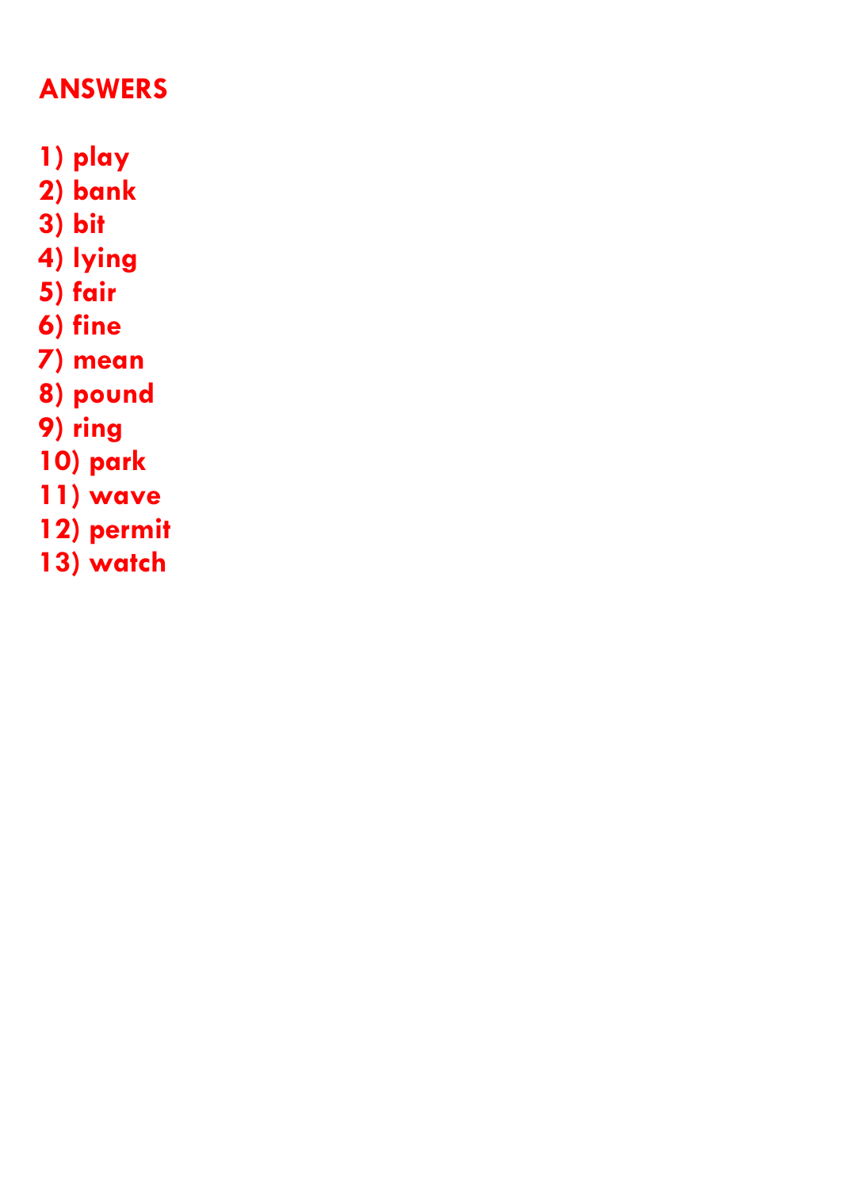## ANSWERS

**1) play**
**2) bank**
**3) bit**
**4) lying**
**5) fair**
**6) fine**
**7) mean**
**8) pound**
**9) ring**
**10) park**
**11) wave**
**12) permit**
**13) watch**